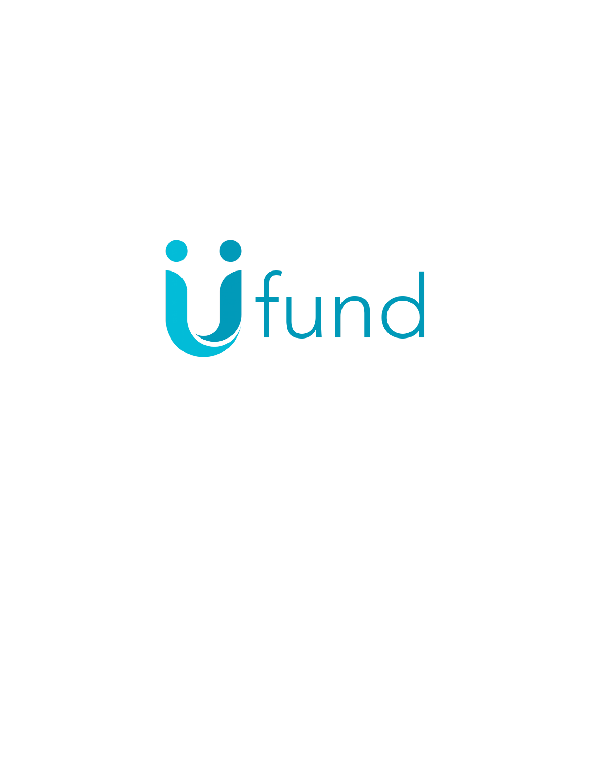Ufund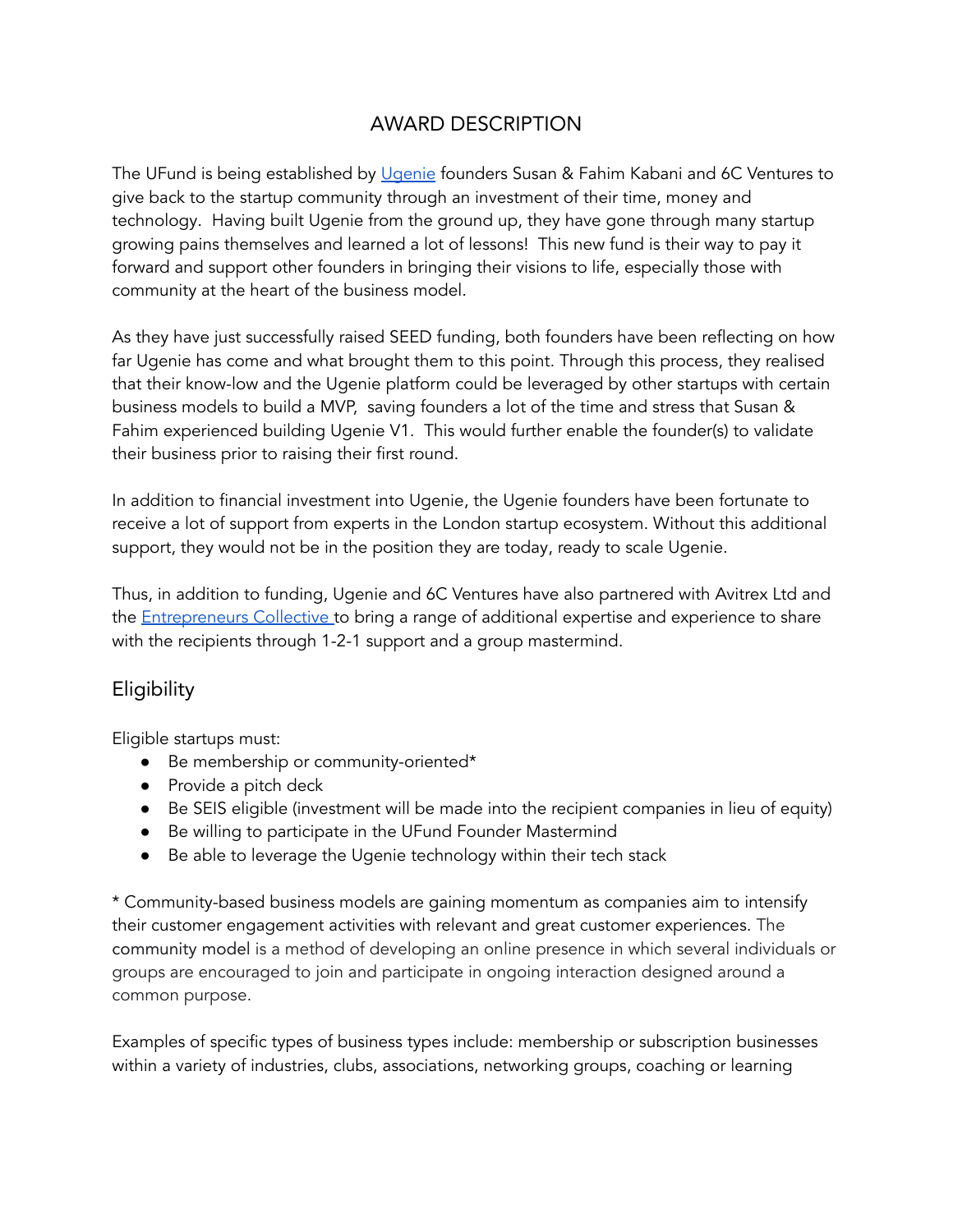# AWARD DESCRIPTION

The UFund is being established by [Ugenie](#) founders Susan & Fahim Kabani and 6C Ventures to give back to the startup community through an investment of their time, money and technology. Having built Ugenie from the ground up, they have gone through many startup growing pains themselves and learned a lot of lessons! This new fund is their way to pay it forward and support other founders in bringing their visions to life, especially those with community at the heart of the business model.

As they have just successfully raised SEED funding, both founders have been reflecting on how far Ugenie has come and what brought them to this point. Through this process, they realised that their know-low and the Ugenie platform could be leveraged by other startups with certain business models to build a MVP, saving founders a lot of the time and stress that Susan & Fahim experienced building Ugenie V1. This would further enable the founder(s) to validate their business prior to raising their first round.

In addition to financial investment into Ugenie, the Ugenie founders have been fortunate to receive a lot of support from experts in the London startup ecosystem. Without this additional support, they would not be in the position they are today, ready to scale Ugenie.

Thus, in addition to funding, Ugenie and 6C Ventures have also partnered with Avitrex Ltd and the [Entrepreneurs Collective](#) to bring a range of additional expertise and experience to share with the recipients through 1-2-1 support and a group mastermind.

## Eligibility

Eligible startups must:

- Be membership or community-oriented*
- Provide a pitch deck
- Be SEIS eligible (investment will be made into the recipient companies in lieu of equity)
- Be willing to participate in the UFund Founder Mastermind
- Be able to leverage the Ugenie technology within their tech stack

* Community-based business models are gaining momentum as companies aim to intensify their customer engagement activities with relevant and great customer experiences. The community model is a method of developing an online presence in which several individuals or groups are encouraged to join and participate in ongoing interaction designed around a common purpose.

Examples of specific types of business types include: membership or subscription businesses within a variety of industries, clubs, associations, networking groups, coaching or learning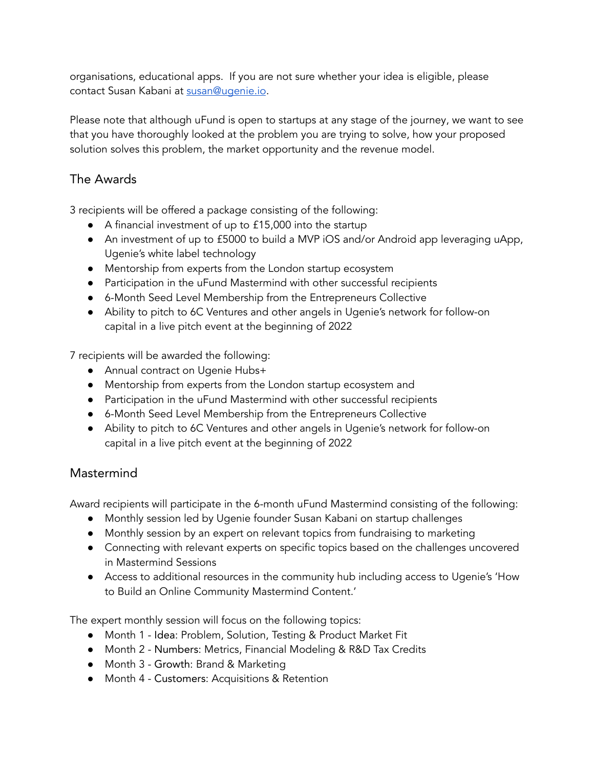organisations, educational apps. If you are not sure whether your idea is eligible, please contact Susan Kabani at [susan@ugenie.io](mailto:susan@ugenie.io).

Please note that although uFund is open to startups at any stage of the journey, we want to see that you have thoroughly looked at the problem you are trying to solve, how your proposed solution solves this problem, the market opportunity and the revenue model.

## The Awards

3 recipients will be offered a package consisting of the following:

- A financial investment of up to £15,000 into the startup
- An investment of up to £5000 to build a MVP iOS and/or Android app leveraging uApp, Ugenie's white label technology
- Mentorship from experts from the London startup ecosystem
- Participation in the uFund Mastermind with other successful recipients
- 6-Month Seed Level Membership from the Entrepreneurs Collective
- Ability to pitch to 6C Ventures and other angels in Ugenie's network for follow-on capital in a live pitch event at the beginning of 2022

7 recipients will be awarded the following:

- Annual contract on Ugenie Hubs+
- Mentorship from experts from the London startup ecosystem and
- Participation in the uFund Mastermind with other successful recipients
- 6-Month Seed Level Membership from the Entrepreneurs Collective
- Ability to pitch to 6C Ventures and other angels in Ugenie's network for follow-on capital in a live pitch event at the beginning of 2022

## Mastermind

Award recipients will participate in the 6-month uFund Mastermind consisting of the following:

- Monthly session led by Ugenie founder Susan Kabani on startup challenges
- Monthly session by an expert on relevant topics from fundraising to marketing
- Connecting with relevant experts on specific topics based on the challenges uncovered in Mastermind Sessions
- Access to additional resources in the community hub including access to Ugenie's 'How to Build an Online Community Mastermind Content.'

The expert monthly session will focus on the following topics:

- Month 1 - Idea: Problem, Solution, Testing & Product Market Fit
- Month 2 - Numbers: Metrics, Financial Modeling & R&D Tax Credits
- Month 3 - Growth: Brand & Marketing
- Month 4 - Customers: Acquisitions & Retention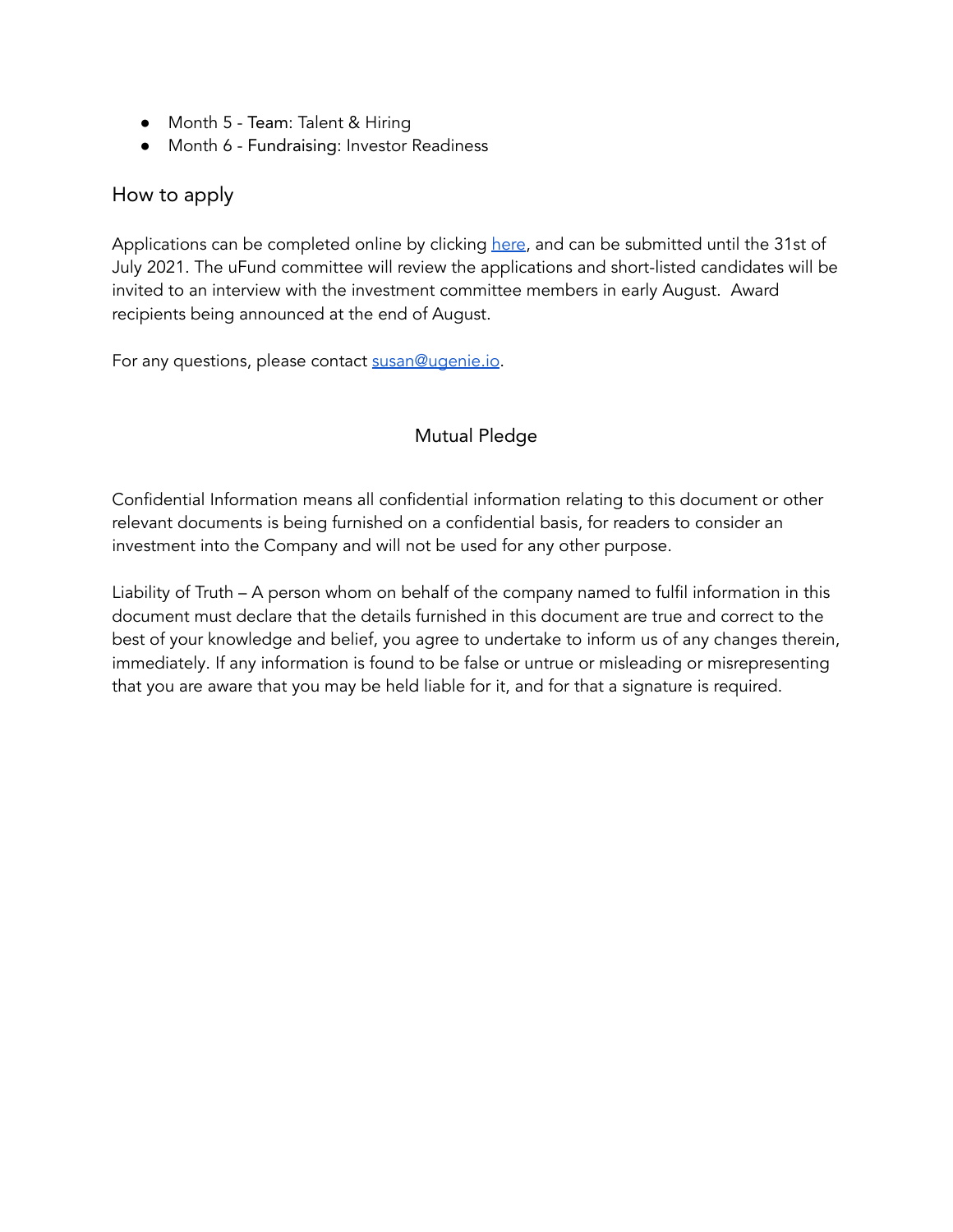- Month 5 - Team: Talent & Hiring
- Month 6 - Fundraising: Investor Readiness

## How to apply

Applications can be completed online by clicking here, and can be submitted until the 31st of July 2021. The uFund committee will review the applications and short-listed candidates will be invited to an interview with the investment committee members in early August. Award recipients being announced at the end of August.

For any questions, please contact susan@ugenie.io.

## Mutual Pledge

Confidential Information means all confidential information relating to this document or other relevant documents is being furnished on a confidential basis, for readers to consider an investment into the Company and will not be used for any other purpose.

Liability of Truth – A person whom on behalf of the company named to fulfil information in this document must declare that the details furnished in this document are true and correct to the best of your knowledge and belief, you agree to undertake to inform us of any changes therein, immediately. If any information is found to be false or untrue or misleading or misrepresenting that you are aware that you may be held liable for it, and for that a signature is required.